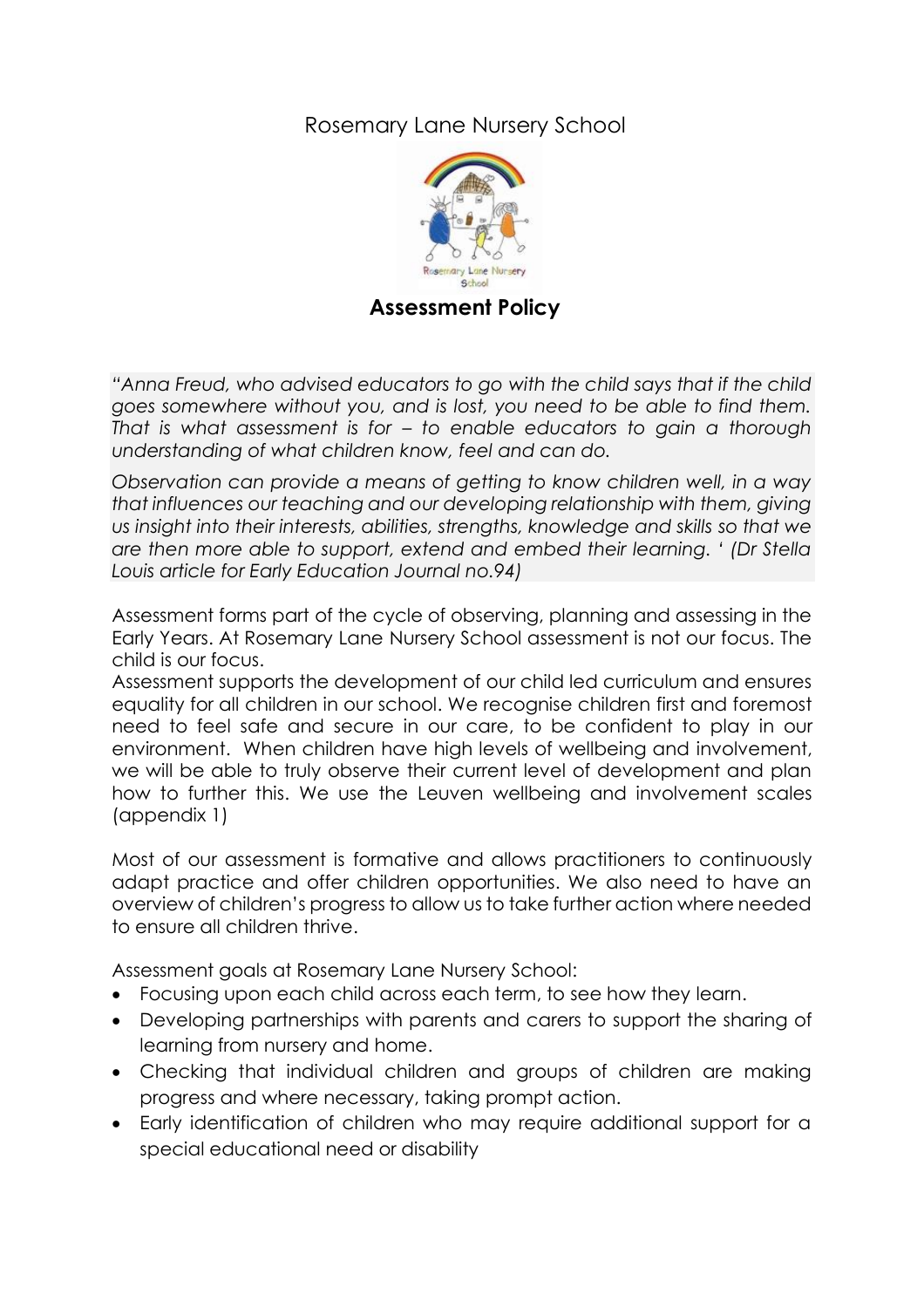Rosemary Lane Nursery School

## Assessment Policy

*"Anna Freud, who advised educators to go with the child says that if the child goes somewhere without you, and is lost, you need to be able to find them. That is what assessment is for – to enable educators to gain a thorough understanding of what children know, feel and can do.*

*Observation can provide a means of getting to know children well, in a way that influences our teaching and our developing relationship with them, giving us insight into their interests, abilities, strengths, knowledge and skills so that we are then more able to support, extend and embed their learning. ' (Dr Stella Louis article for Early Education Journal no.94)*

Assessment forms part of the cycle of observing, planning and assessing in the Early Years. At Rosemary Lane Nursery School assessment is not our focus. The child is our focus.

Assessment supports the development of our child led curriculum and ensures equality for all children in our school. We recognise children first and foremost need to feel safe and secure in our care, to be confident to play in our environment. When children have high levels of wellbeing and involvement, we will be able to truly observe their current level of development and plan how to further this. We use the Leuven wellbeing and involvement scales (appendix 1)

Most of our assessment is formative and allows practitioners to continuously adapt practice and offer children opportunities. We also need to have an overview of children's progress to allow us to take further action where needed to ensure all children thrive.

Assessment goals at Rosemary Lane Nursery School:

- Focusing upon each child across each term, to see how they learn.
- Developing partnerships with parents and carers to support the sharing of learning from nursery and home.
- Checking that individual children and groups of children are making progress and where necessary, taking prompt action.
- Early identification of children who may require additional support for a special educational need or disability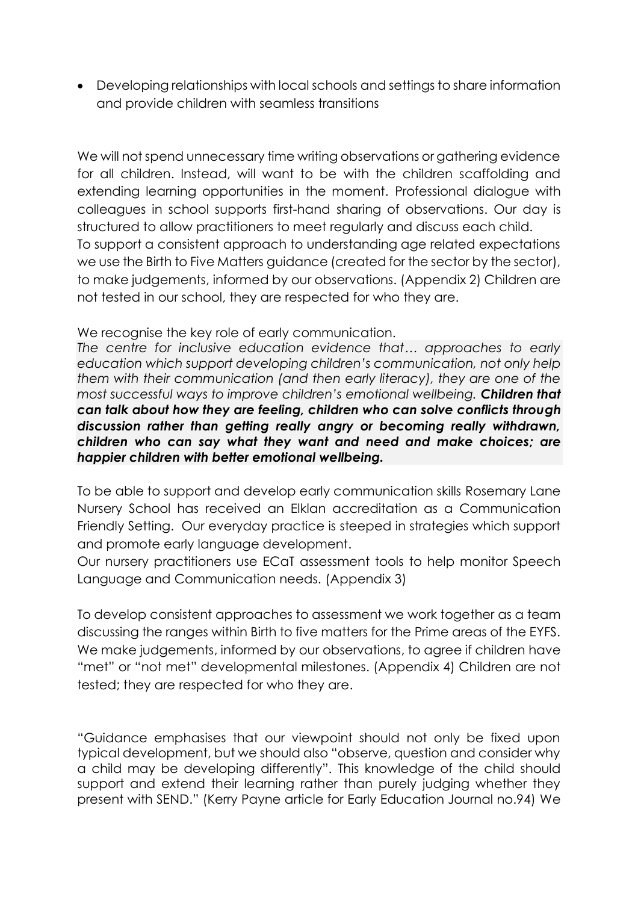- Developing relationships with local schools and settings to share information and provide children with seamless transitions

We will not spend unnecessary time writing observations or gathering evidence for all children. Instead, will want to be with the children scaffolding and extending learning opportunities in the moment. Professional dialogue with colleagues in school supports first-hand sharing of observations. Our day is structured to allow practitioners to meet regularly and discuss each child.
To support a consistent approach to understanding age related expectations we use the Birth to Five Matters guidance (created for the sector by the sector), to make judgements, informed by our observations. (Appendix 2) Children are not tested in our school, they are respected for who they are.

We recognise the key role of early communication.
*The centre for inclusive education evidence that… approaches to early education which support developing children's communication, not only help them with their communication (and then early literacy), they are one of the most successful ways to improve children's emotional wellbeing.* ***Children that can talk about how they are feeling, children who can solve conflicts through discussion rather than getting really angry or becoming really withdrawn, children who can say what they want and need and make choices; are happier children with better emotional wellbeing.***

To be able to support and develop early communication skills Rosemary Lane Nursery School has received an Elklan accreditation as a Communication Friendly Setting. Our everyday practice is steeped in strategies which support and promote early language development.
Our nursery practitioners use ECaT assessment tools to help monitor Speech Language and Communication needs. (Appendix 3)

To develop consistent approaches to assessment we work together as a team discussing the ranges within Birth to five matters for the Prime areas of the EYFS. We make judgements, informed by our observations, to agree if children have "met" or "not met" developmental milestones. (Appendix 4) Children are not tested; they are respected for who they are.

"Guidance emphasises that our viewpoint should not only be fixed upon typical development, but we should also "observe, question and consider why a child may be developing differently". This knowledge of the child should support and extend their learning rather than purely judging whether they present with SEND." (Kerry Payne article for Early Education Journal no.94) We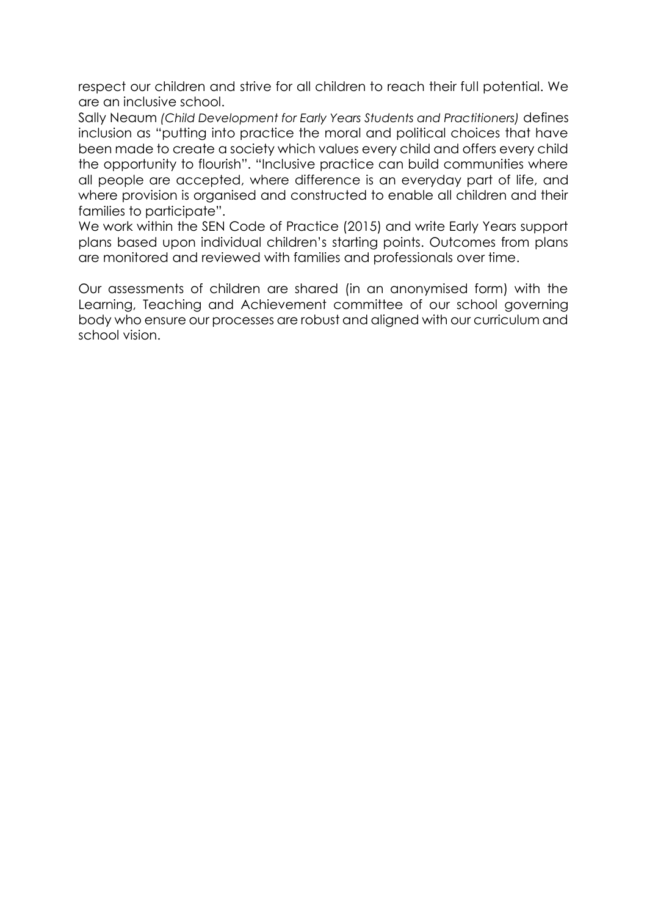respect our children and strive for all children to reach their full potential. We are an inclusive school.

Sally Neaum *(Child Development for Early Years Students and Practitioners)* defines inclusion as "putting into practice the moral and political choices that have been made to create a society which values every child and offers every child the opportunity to flourish". "Inclusive practice can build communities where all people are accepted, where difference is an everyday part of life, and where provision is organised and constructed to enable all children and their families to participate".

We work within the SEN Code of Practice (2015) and write Early Years support plans based upon individual children's starting points. Outcomes from plans are monitored and reviewed with families and professionals over time.

Our assessments of children are shared (in an anonymised form) with the Learning, Teaching and Achievement committee of our school governing body who ensure our processes are robust and aligned with our curriculum and school vision.